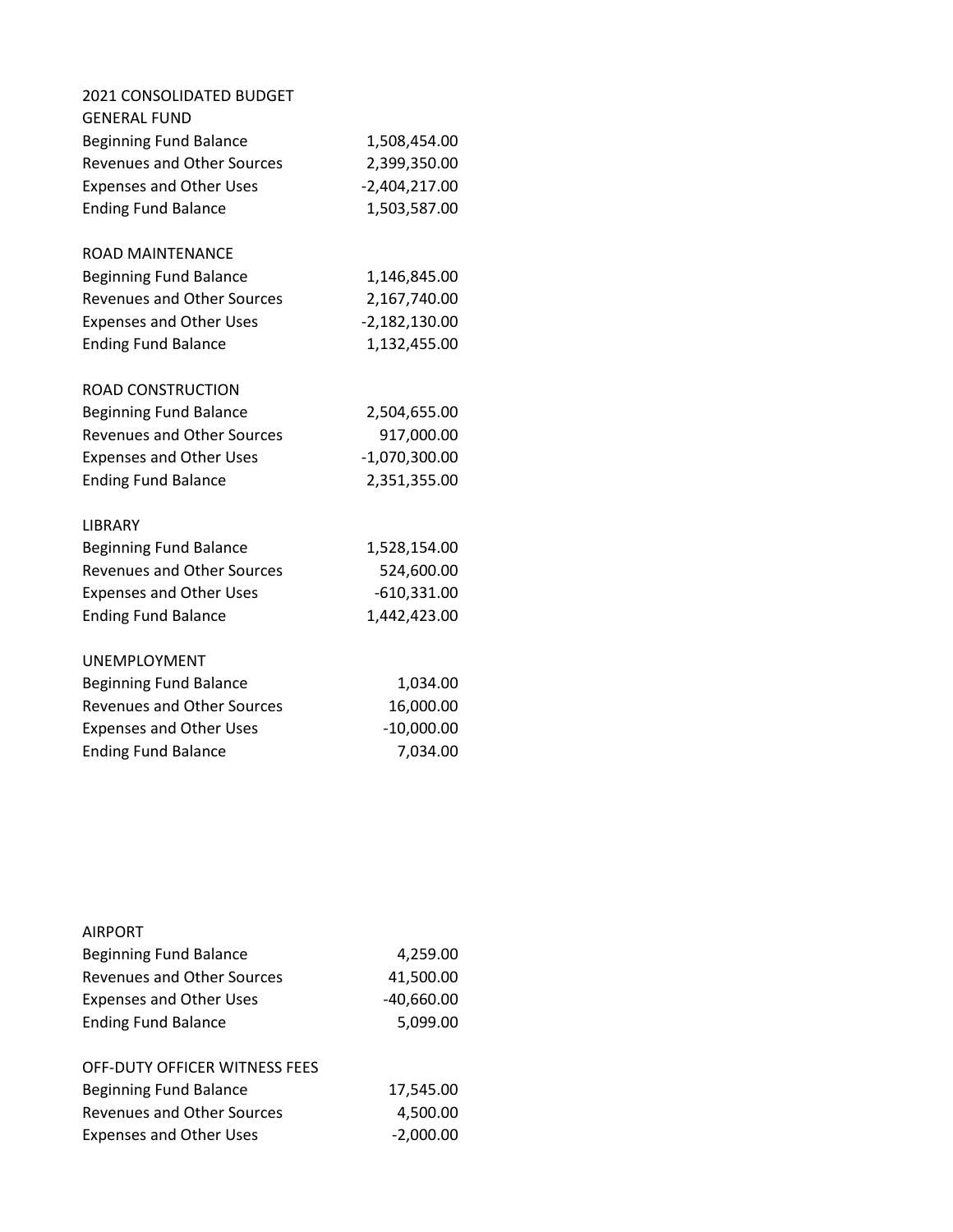# 2021 CONSOLIDATED BUDGET

## GENERAL FUND

| | |
|---|---:|
| Beginning Fund Balance | 1,508,454.00 |
| Revenues and Other Sources | 2,399,350.00 |
| Expenses and Other Uses | -2,404,217.00 |
| Ending Fund Balance | 1,503,587.00 |

## ROAD MAINTENANCE

| | |
|---|---:|
| Beginning Fund Balance | 1,146,845.00 |
| Revenues and Other Sources | 2,167,740.00 |
| Expenses and Other Uses | -2,182,130.00 |
| Ending Fund Balance | 1,132,455.00 |

## ROAD CONSTRUCTION

| | |
|---|---:|
| Beginning Fund Balance | 2,504,655.00 |
| Revenues and Other Sources | 917,000.00 |
| Expenses and Other Uses | -1,070,300.00 |
| Ending Fund Balance | 2,351,355.00 |

## LIBRARY

| | |
|---|---:|
| Beginning Fund Balance | 1,528,154.00 |
| Revenues and Other Sources | 524,600.00 |
| Expenses and Other Uses | -610,331.00 |
| Ending Fund Balance | 1,442,423.00 |

## UNEMPLOYMENT

| | |
|---|---:|
| Beginning Fund Balance | 1,034.00 |
| Revenues and Other Sources | 16,000.00 |
| Expenses and Other Uses | -10,000.00 |
| Ending Fund Balance | 7,034.00 |

## AIRPORT

| | |
|---|---:|
| Beginning Fund Balance | 4,259.00 |
| Revenues and Other Sources | 41,500.00 |
| Expenses and Other Uses | -40,660.00 |
| Ending Fund Balance | 5,099.00 |

## OFF-DUTY OFFICER WITNESS FEES

| | |
|---|---:|
| Beginning Fund Balance | 17,545.00 |
| Revenues and Other Sources | 4,500.00 |
| Expenses and Other Uses | -2,000.00 |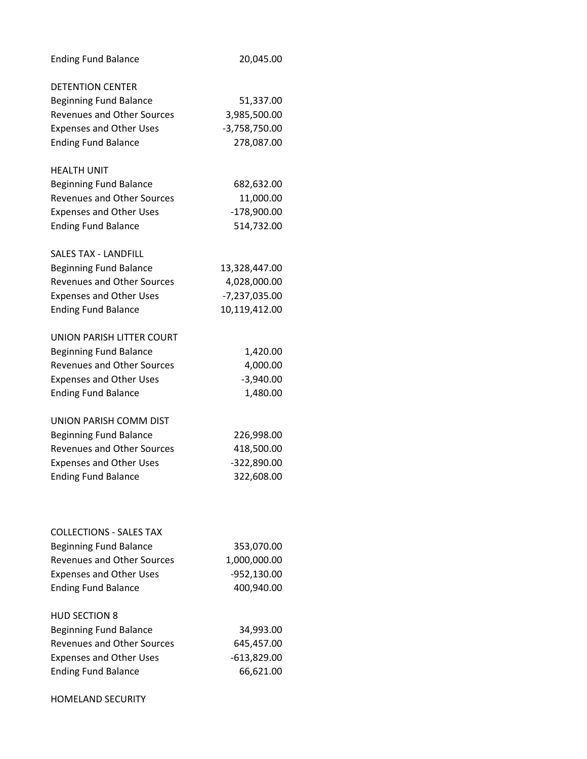| | |
|---|---:|
| Ending Fund Balance | 20,045.00 |
| | |
| DETENTION CENTER | |
| Beginning Fund Balance | 51,337.00 |
| Revenues and Other Sources | 3,985,500.00 |
| Expenses and Other Uses | -3,758,750.00 |
| Ending Fund Balance | 278,087.00 |
| | |
| HEALTH UNIT | |
| Beginning Fund Balance | 682,632.00 |
| Revenues and Other Sources | 11,000.00 |
| Expenses and Other Uses | -178,900.00 |
| Ending Fund Balance | 514,732.00 |
| | |
| SALES TAX - LANDFILL | |
| Beginning Fund Balance | 13,328,447.00 |
| Revenues and Other Sources | 4,028,000.00 |
| Expenses and Other Uses | -7,237,035.00 |
| Ending Fund Balance | 10,119,412.00 |
| | |
| UNION PARISH LITTER COURT | |
| Beginning Fund Balance | 1,420.00 |
| Revenues and Other Sources | 4,000.00 |
| Expenses and Other Uses | -3,940.00 |
| Ending Fund Balance | 1,480.00 |
| | |
| UNION PARISH COMM DIST | |
| Beginning Fund Balance | 226,998.00 |
| Revenues and Other Sources | 418,500.00 |
| Expenses and Other Uses | -322,890.00 |
| Ending Fund Balance | 322,608.00 |
| | |
| COLLECTIONS - SALES TAX | |
| Beginning Fund Balance | 353,070.00 |
| Revenues and Other Sources | 1,000,000.00 |
| Expenses and Other Uses | -952,130.00 |
| Ending Fund Balance | 400,940.00 |
| | |
| HUD SECTION 8 | |
| Beginning Fund Balance | 34,993.00 |
| Revenues and Other Sources | 645,457.00 |
| Expenses and Other Uses | -613,829.00 |
| Ending Fund Balance | 66,621.00 |
| | |
| HOMELAND SECURITY | |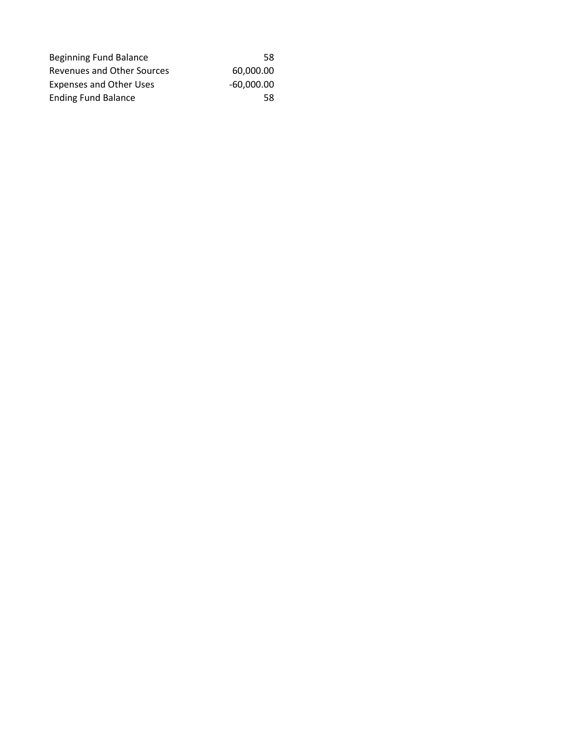| | |
|---|---|
| Beginning Fund Balance | 58 |
| Revenues and Other Sources | 60,000.00 |
| Expenses and Other Uses | -60,000.00 |
| Ending Fund Balance | 58 |